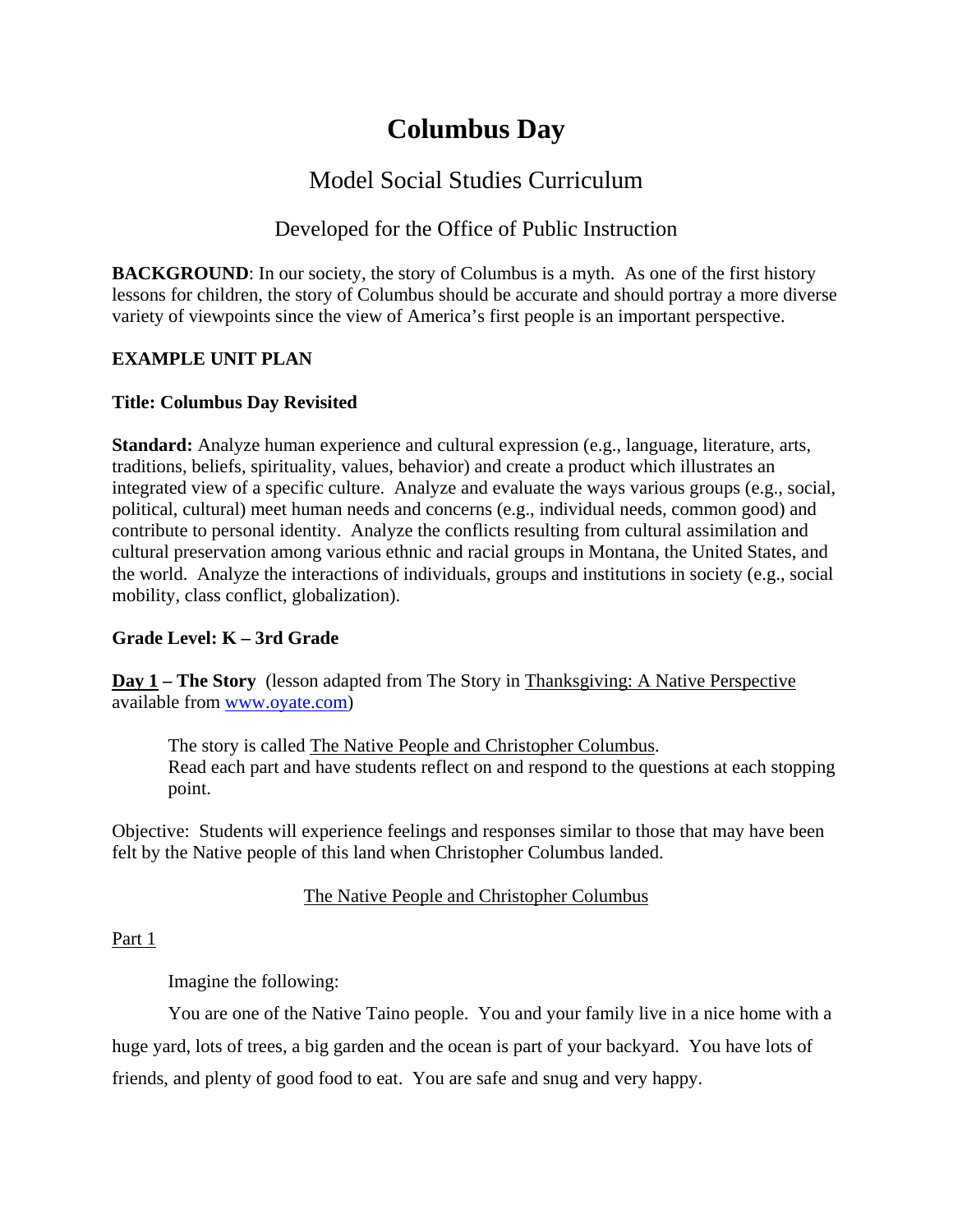# Columbus Day

## Model Social Studies Curriculum

### Developed for the Office of Public Instruction

**BACKGROUND**: In our society, the story of Columbus is a myth. As one of the first history lessons for children, the story of Columbus should be accurate and should portray a more diverse variety of viewpoints since the view of America's first people is an important perspective.

**EXAMPLE UNIT PLAN**

**Title: Columbus Day Revisited**

**Standard:** Analyze human experience and cultural expression (e.g., language, literature, arts, traditions, beliefs, spirituality, values, behavior) and create a product which illustrates an integrated view of a specific culture. Analyze and evaluate the ways various groups (e.g., social, political, cultural) meet human needs and concerns (e.g., individual needs, common good) and contribute to personal identity. Analyze the conflicts resulting from cultural assimilation and cultural preservation among various ethnic and racial groups in Montana, the United States, and the world. Analyze the interactions of individuals, groups and institutions in society (e.g., social mobility, class conflict, globalization).

**Grade Level: K – 3rd Grade**

**Day 1 – The Story** (lesson adapted from The Story in Thanksgiving: A Native Perspective available from www.oyate.com)

> The story is called The Native People and Christopher Columbus.
> Read each part and have students reflect on and respond to the questions at each stopping point.

Objective: Students will experience feelings and responses similar to those that may have been felt by the Native people of this land when Christopher Columbus landed.

The Native People and Christopher Columbus

Part 1

Imagine the following:

You are one of the Native Taino people. You and your family live in a nice home with a huge yard, lots of trees, a big garden and the ocean is part of your backyard. You have lots of friends, and plenty of good food to eat. You are safe and snug and very happy.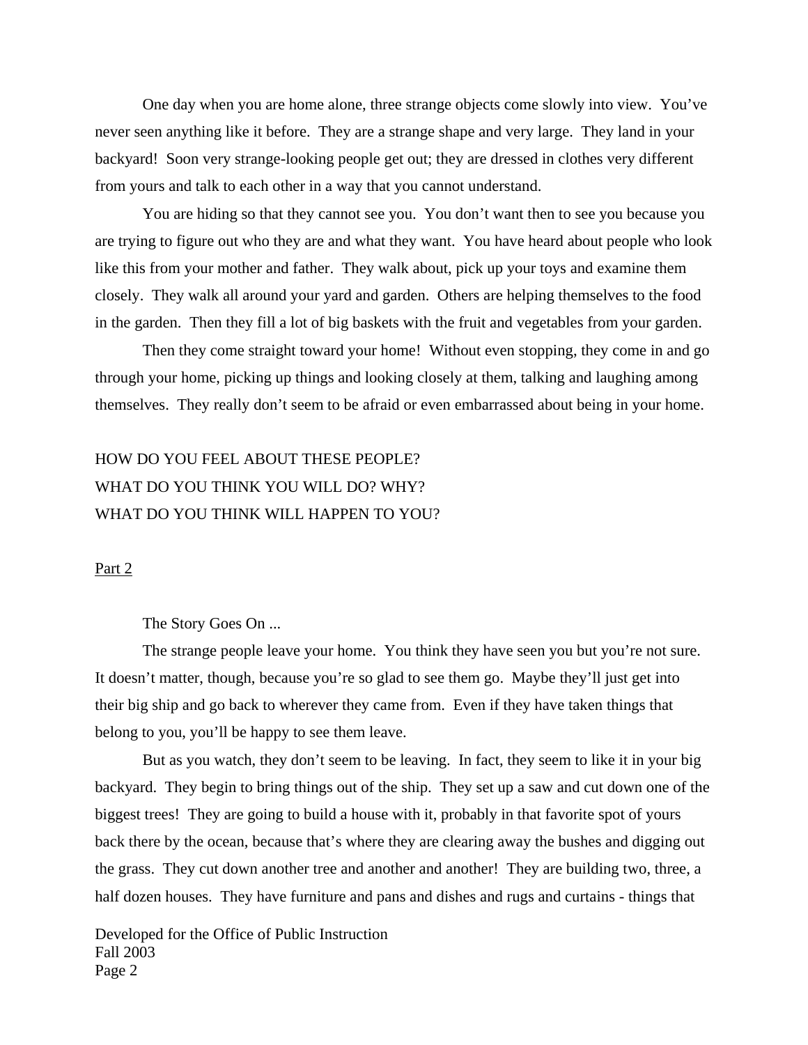One day when you are home alone, three strange objects come slowly into view. You've never seen anything like it before. They are a strange shape and very large. They land in your backyard! Soon very strange-looking people get out; they are dressed in clothes very different from yours and talk to each other in a way that you cannot understand.

You are hiding so that they cannot see you. You don't want then to see you because you are trying to figure out who they are and what they want. You have heard about people who look like this from your mother and father. They walk about, pick up your toys and examine them closely. They walk all around your yard and garden. Others are helping themselves to the food in the garden. Then they fill a lot of big baskets with the fruit and vegetables from your garden.

Then they come straight toward your home! Without even stopping, they come in and go through your home, picking up things and looking closely at them, talking and laughing among themselves. They really don't seem to be afraid or even embarrassed about being in your home.

HOW DO YOU FEEL ABOUT THESE PEOPLE?
WHAT DO YOU THINK YOU WILL DO? WHY?
WHAT DO YOU THINK WILL HAPPEN TO YOU?

## Part 2

The Story Goes On ...

The strange people leave your home. You think they have seen you but you're not sure. It doesn't matter, though, because you're so glad to see them go. Maybe they'll just get into their big ship and go back to wherever they came from. Even if they have taken things that belong to you, you'll be happy to see them leave.

But as you watch, they don't seem to be leaving. In fact, they seem to like it in your big backyard. They begin to bring things out of the ship. They set up a saw and cut down one of the biggest trees! They are going to build a house with it, probably in that favorite spot of yours back there by the ocean, because that's where they are clearing away the bushes and digging out the grass. They cut down another tree and another and another! They are building two, three, a half dozen houses. They have furniture and pans and dishes and rugs and curtains - things that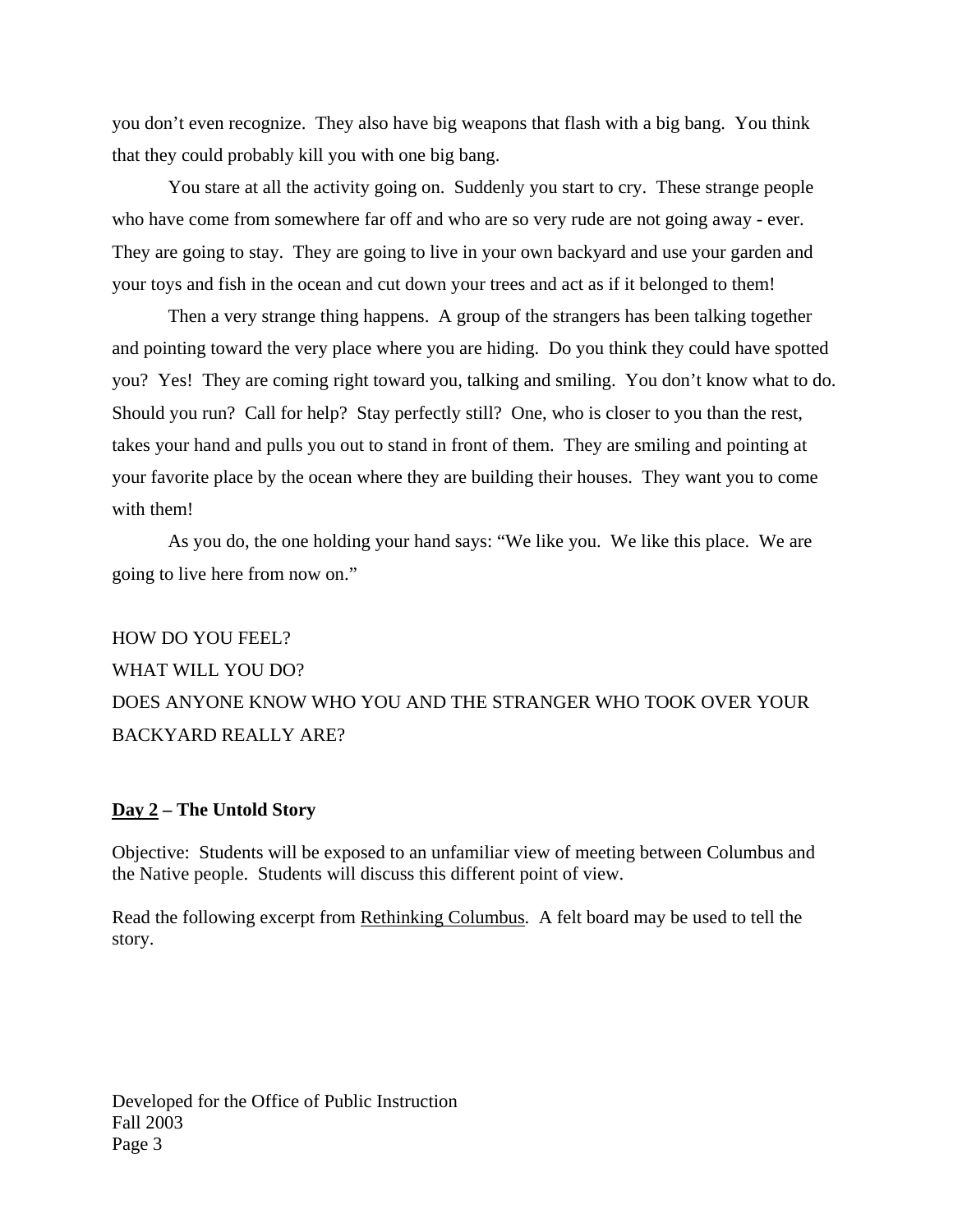you don't even recognize. They also have big weapons that flash with a big bang. You think that they could probably kill you with one big bang.

You stare at all the activity going on. Suddenly you start to cry. These strange people who have come from somewhere far off and who are so very rude are not going away - ever. They are going to stay. They are going to live in your own backyard and use your garden and your toys and fish in the ocean and cut down your trees and act as if it belonged to them!

Then a very strange thing happens. A group of the strangers has been talking together and pointing toward the very place where you are hiding. Do you think they could have spotted you? Yes! They are coming right toward you, talking and smiling. You don't know what to do. Should you run? Call for help? Stay perfectly still? One, who is closer to you than the rest, takes your hand and pulls you out to stand in front of them. They are smiling and pointing at your favorite place by the ocean where they are building their houses. They want you to come with them!

As you do, the one holding your hand says: "We like you. We like this place. We are going to live here from now on."

HOW DO YOU FEEL?

WHAT WILL YOU DO?

DOES ANYONE KNOW WHO YOU AND THE STRANGER WHO TOOK OVER YOUR BACKYARD REALLY ARE?

**Day 2 – The Untold Story**

Objective: Students will be exposed to an unfamiliar view of meeting between Columbus and the Native people. Students will discuss this different point of view.

Read the following excerpt from Rethinking Columbus. A felt board may be used to tell the story.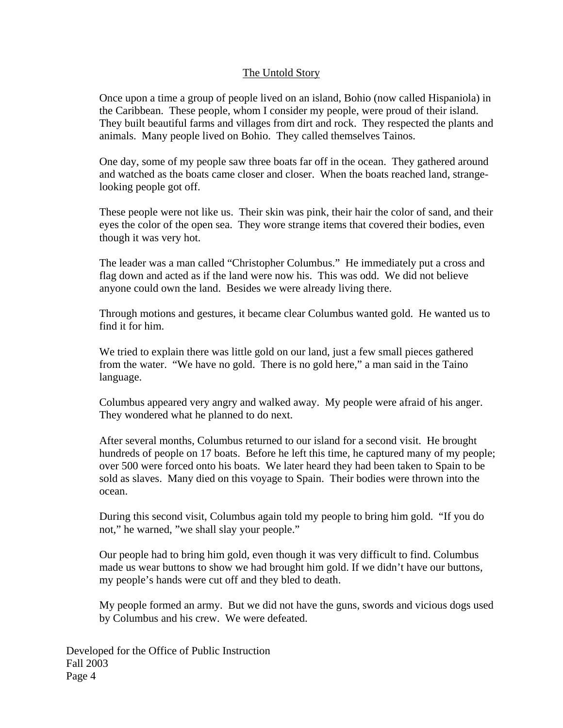## The Untold Story

Once upon a time a group of people lived on an island, Bohio (now called Hispaniola) in the Caribbean. These people, whom I consider my people, were proud of their island. They built beautiful farms and villages from dirt and rock. They respected the plants and animals. Many people lived on Bohio. They called themselves Tainos.

One day, some of my people saw three boats far off in the ocean. They gathered around and watched as the boats came closer and closer. When the boats reached land, strange-looking people got off.

These people were not like us. Their skin was pink, their hair the color of sand, and their eyes the color of the open sea. They wore strange items that covered their bodies, even though it was very hot.

The leader was a man called "Christopher Columbus." He immediately put a cross and flag down and acted as if the land were now his. This was odd. We did not believe anyone could own the land. Besides we were already living there.

Through motions and gestures, it became clear Columbus wanted gold. He wanted us to find it for him.

We tried to explain there was little gold on our land, just a few small pieces gathered from the water. "We have no gold. There is no gold here," a man said in the Taino language.

Columbus appeared very angry and walked away. My people were afraid of his anger. They wondered what he planned to do next.

After several months, Columbus returned to our island for a second visit. He brought hundreds of people on 17 boats. Before he left this time, he captured many of my people; over 500 were forced onto his boats. We later heard they had been taken to Spain to be sold as slaves. Many died on this voyage to Spain. Their bodies were thrown into the ocean.

During this second visit, Columbus again told my people to bring him gold. "If you do not," he warned, "we shall slay your people."

Our people had to bring him gold, even though it was very difficult to find. Columbus made us wear buttons to show we had brought him gold. If we didn't have our buttons, my people's hands were cut off and they bled to death.

My people formed an army. But we did not have the guns, swords and vicious dogs used by Columbus and his crew. We were defeated.

Developed for the Office of Public Instruction
Fall 2003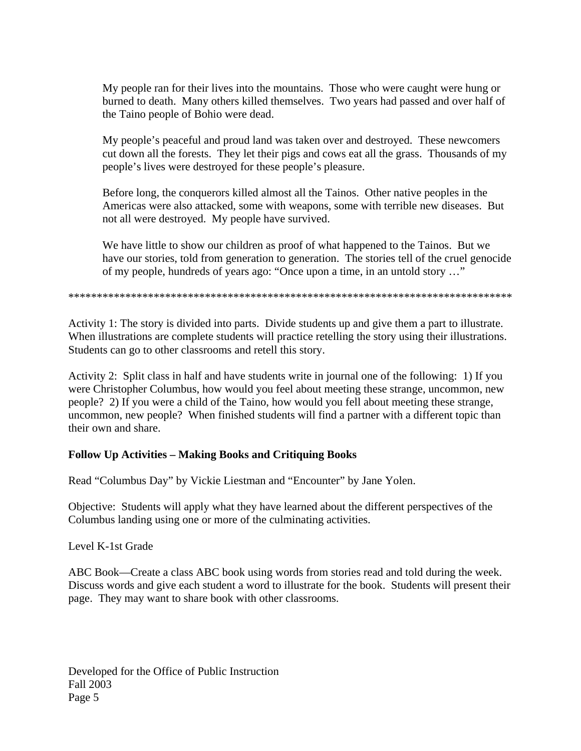My people ran for their lives into the mountains. Those who were caught were hung or burned to death. Many others killed themselves. Two years had passed and over half of the Taino people of Bohio were dead.

My people's peaceful and proud land was taken over and destroyed. These newcomers cut down all the forests. They let their pigs and cows eat all the grass. Thousands of my people's lives were destroyed for these people's pleasure.

Before long, the conquerors killed almost all the Tainos. Other native peoples in the Americas were also attacked, some with weapons, some with terrible new diseases. But not all were destroyed. My people have survived.

We have little to show our children as proof of what happened to the Tainos. But we have our stories, told from generation to generation. The stories tell of the cruel genocide of my people, hundreds of years ago: "Once upon a time, in an untold story …"

********************************************************************************

Activity 1: The story is divided into parts. Divide students up and give them a part to illustrate. When illustrations are complete students will practice retelling the story using their illustrations. Students can go to other classrooms and retell this story.

Activity 2: Split class in half and have students write in journal one of the following: 1) If you were Christopher Columbus, how would you feel about meeting these strange, uncommon, new people? 2) If you were a child of the Taino, how would you fell about meeting these strange, uncommon, new people? When finished students will find a partner with a different topic than their own and share.

**Follow Up Activities – Making Books and Critiquing Books**

Read "Columbus Day" by Vickie Liestman and "Encounter" by Jane Yolen.

Objective: Students will apply what they have learned about the different perspectives of the Columbus landing using one or more of the culminating activities.

Level K-1st Grade

ABC Book—Create a class ABC book using words from stories read and told during the week. Discuss words and give each student a word to illustrate for the book. Students will present their page. They may want to share book with other classrooms.

Developed for the Office of Public Instruction
Fall 2003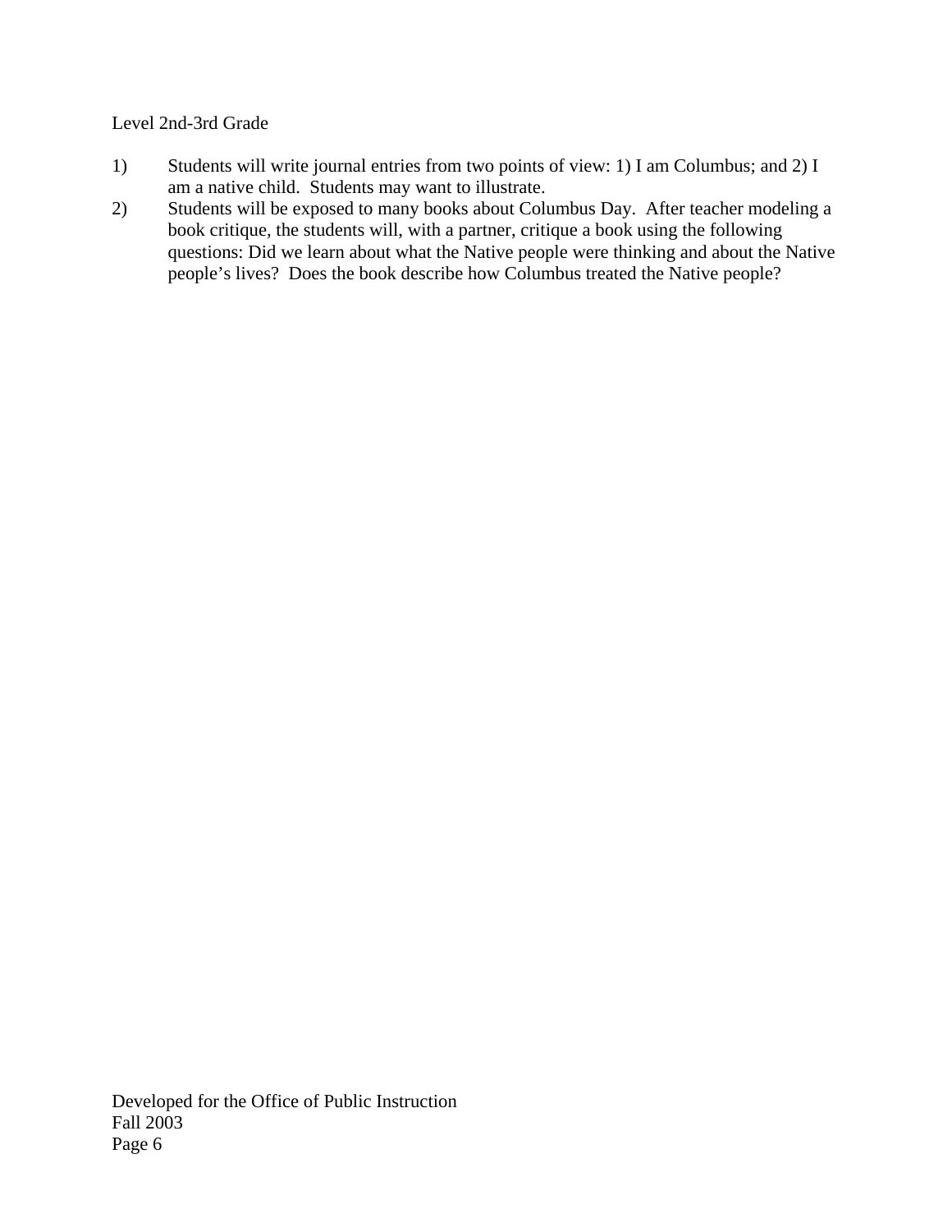Level 2nd-3rd Grade

1) Students will write journal entries from two points of view: 1) I am Columbus; and 2) I am a native child. Students may want to illustrate.
2) Students will be exposed to many books about Columbus Day. After teacher modeling a book critique, the students will, with a partner, critique a book using the following questions: Did we learn about what the Native people were thinking and about the Native people's lives? Does the book describe how Columbus treated the Native people?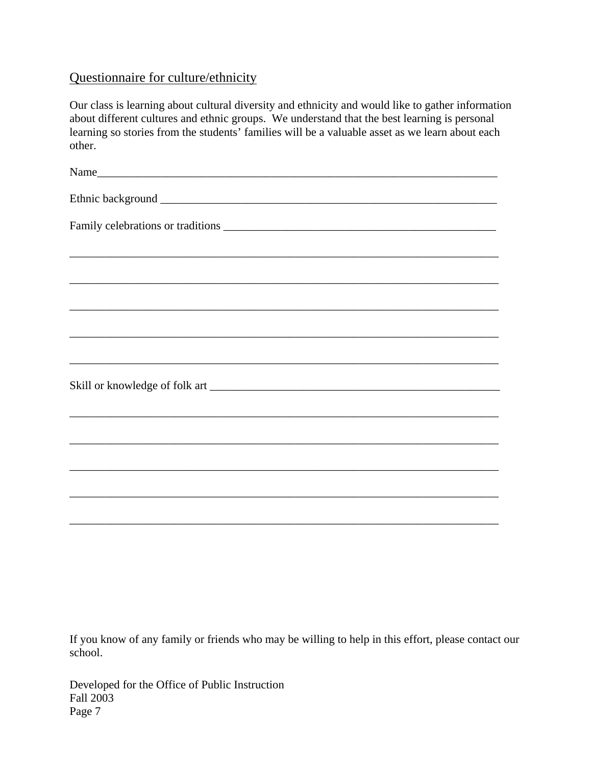## Questionnaire for culture/ethnicity

Our class is learning about cultural diversity and ethnicity and would like to gather information about different cultures and ethnic groups. We understand that the best learning is personal learning so stories from the students' families will be a valuable asset as we learn about each other.

Name___________________________________________________________________________

Ethnic background _______________________________________________________________

Family celebrations or traditions ___________________________________________________

________________________________________________________________________________

________________________________________________________________________________

________________________________________________________________________________

________________________________________________________________________________

________________________________________________________________________________

Skill or knowledge of folk art ______________________________________________________

________________________________________________________________________________

________________________________________________________________________________

________________________________________________________________________________

________________________________________________________________________________

________________________________________________________________________________

If you know of any family or friends who may be willing to help in this effort, please contact our school.

Developed for the Office of Public Instruction
Fall 2003